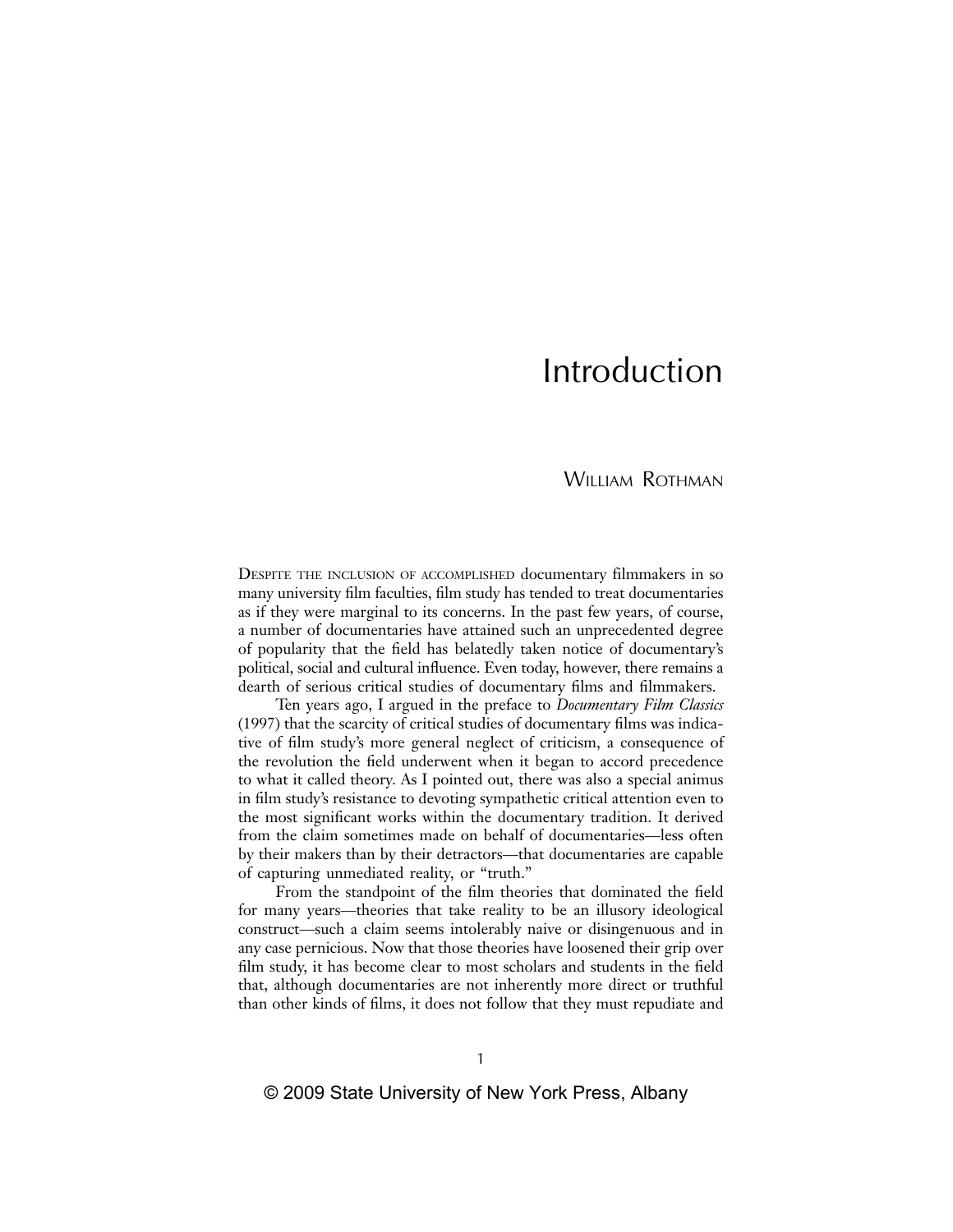# Introduction

William Rothman

Despite the inclusion of accomplished documentary filmmakers in so many university film faculties, film study has tended to treat documentaries as if they were marginal to its concerns. In the past few years, of course, a number of documentaries have attained such an unprecedented degree of popularity that the field has belatedly taken notice of documentary's political, social and cultural influence. Even today, however, there remains a dearth of serious critical studies of documentary films and filmmakers.

Ten years ago, I argued in the preface to *Documentary Film Classics* (1997) that the scarcity of critical studies of documentary films was indicative of film study's more general neglect of criticism, a consequence of the revolution the field underwent when it began to accord precedence to what it called theory. As I pointed out, there was also a special animus in film study's resistance to devoting sympathetic critical attention even to the most significant works within the documentary tradition. It derived from the claim sometimes made on behalf of documentaries—less often by their makers than by their detractors—that documentaries are capable of capturing unmediated reality, or "truth."

From the standpoint of the film theories that dominated the field for many years—theories that take reality to be an illusory ideological construct—such a claim seems intolerably naive or disingenuous and in any case pernicious. Now that those theories have loosened their grip over film study, it has become clear to most scholars and students in the field that, although documentaries are not inherently more direct or truthful than other kinds of films, it does not follow that they must repudiate and

© 2009 State University of New York Press, Albany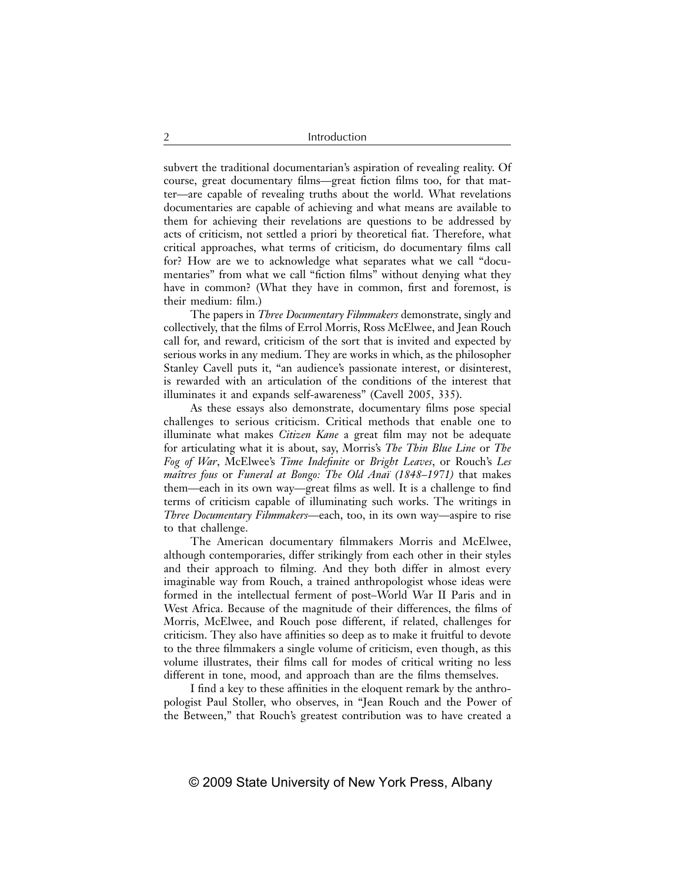subvert the traditional documentarian's aspiration of revealing reality. Of course, great documentary films—great fiction films too, for that matter—are capable of revealing truths about the world. What revelations documentaries are capable of achieving and what means are available to them for achieving their revelations are questions to be addressed by acts of criticism, not settled a priori by theoretical fiat. Therefore, what critical approaches, what terms of criticism, do documentary films call for? How are we to acknowledge what separates what we call "documentaries" from what we call "fiction films" without denying what they have in common? (What they have in common, first and foremost, is their medium: film.)

The papers in *Three Documentary Filmmakers* demonstrate, singly and collectively, that the films of Errol Morris, Ross McElwee, and Jean Rouch call for, and reward, criticism of the sort that is invited and expected by serious works in any medium. They are works in which, as the philosopher Stanley Cavell puts it, "an audience's passionate interest, or disinterest, is rewarded with an articulation of the conditions of the interest that illuminates it and expands self-awareness" (Cavell 2005, 335).

As these essays also demonstrate, documentary films pose special challenges to serious criticism. Critical methods that enable one to illuminate what makes *Citizen Kane* a great film may not be adequate for articulating what it is about, say, Morris's *The Thin Blue Line* or *The Fog of War*, McElwee's *Time Indefinite* or *Bright Leaves*, or Rouch's *Les maîtres fous* or *Funeral at Bongo: The Old Anaï (1848–1971)* that makes them—each in its own way—great films as well. It is a challenge to find terms of criticism capable of illuminating such works. The writings in *Three Documentary Filmmakers*—each, too, in its own way—aspire to rise to that challenge.

The American documentary filmmakers Morris and McElwee, although contemporaries, differ strikingly from each other in their styles and their approach to filming. And they both differ in almost every imaginable way from Rouch, a trained anthropologist whose ideas were formed in the intellectual ferment of post–World War II Paris and in West Africa. Because of the magnitude of their differences, the films of Morris, McElwee, and Rouch pose different, if related, challenges for criticism. They also have affinities so deep as to make it fruitful to devote to the three filmmakers a single volume of criticism, even though, as this volume illustrates, their films call for modes of critical writing no less different in tone, mood, and approach than are the films themselves.

I find a key to these affinities in the eloquent remark by the anthropologist Paul Stoller, who observes, in "Jean Rouch and the Power of the Between," that Rouch's greatest contribution was to have created a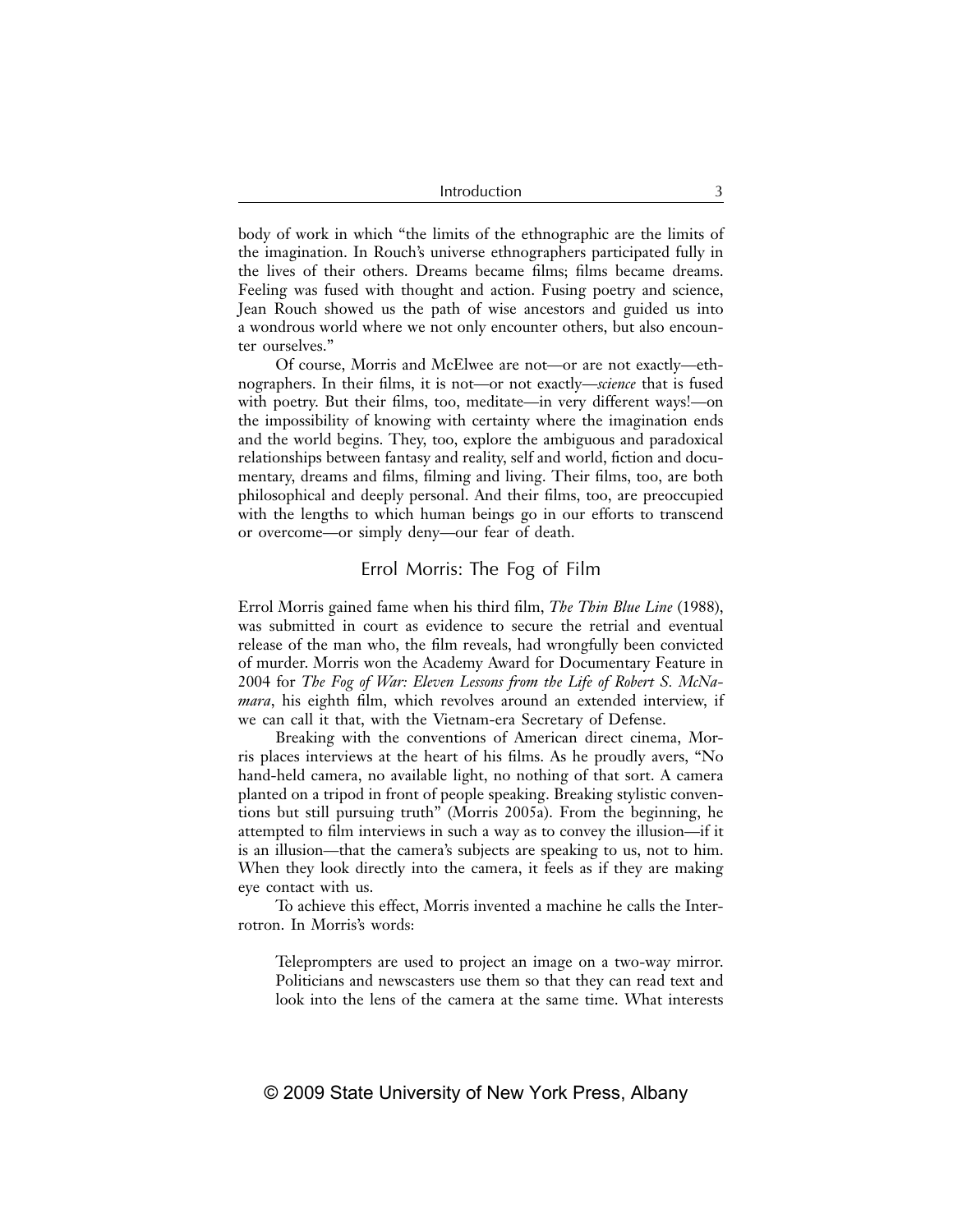body of work in which "the limits of the ethnographic are the limits of the imagination. In Rouch's universe ethnographers participated fully in the lives of their others. Dreams became films; films became dreams. Feeling was fused with thought and action. Fusing poetry and science, Jean Rouch showed us the path of wise ancestors and guided us into a wondrous world where we not only encounter others, but also encounter ourselves."

Of course, Morris and McElwee are not—or are not exactly—ethnographers. In their films, it is not—or not exactly—*science* that is fused with poetry. But their films, too, meditate—in very different ways!—on the impossibility of knowing with certainty where the imagination ends and the world begins. They, too, explore the ambiguous and paradoxical relationships between fantasy and reality, self and world, fiction and documentary, dreams and films, filming and living. Their films, too, are both philosophical and deeply personal. And their films, too, are preoccupied with the lengths to which human beings go in our efforts to transcend or overcome—or simply deny—our fear of death.

## Errol Morris: The Fog of Film

Errol Morris gained fame when his third film, *The Thin Blue Line* (1988), was submitted in court as evidence to secure the retrial and eventual release of the man who, the film reveals, had wrongfully been convicted of murder. Morris won the Academy Award for Documentary Feature in 2004 for *The Fog of War: Eleven Lessons from the Life of Robert S. McNamara*, his eighth film, which revolves around an extended interview, if we can call it that, with the Vietnam-era Secretary of Defense.

Breaking with the conventions of American direct cinema, Morris places interviews at the heart of his films. As he proudly avers, "No hand-held camera, no available light, no nothing of that sort. A camera planted on a tripod in front of people speaking. Breaking stylistic conventions but still pursuing truth" (Morris 2005a). From the beginning, he attempted to film interviews in such a way as to convey the illusion—if it is an illusion—that the camera's subjects are speaking to us, not to him. When they look directly into the camera, it feels as if they are making eye contact with us.

To achieve this effect, Morris invented a machine he calls the Interrotron. In Morris's words:

> Teleprompters are used to project an image on a two-way mirror. Politicians and newscasters use them so that they can read text and look into the lens of the camera at the same time. What interests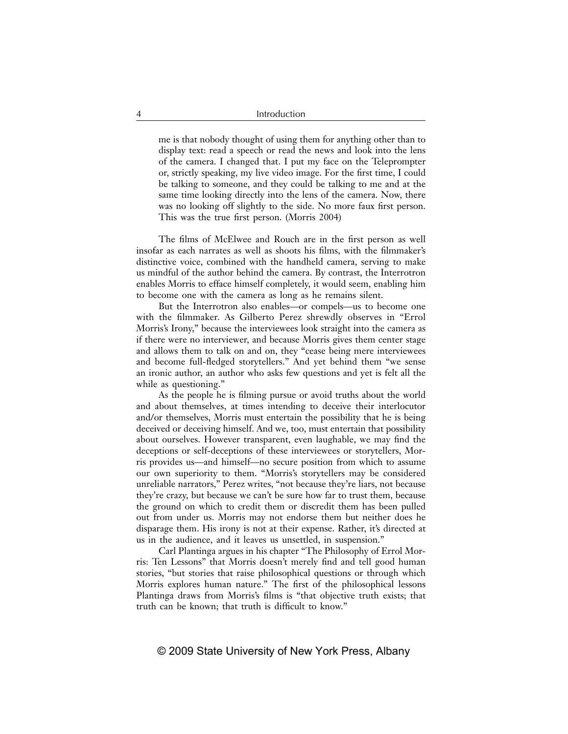> me is that nobody thought of using them for anything other than to display text: read a speech or read the news and look into the lens of the camera. I changed that. I put my face on the Teleprompter or, strictly speaking, my live video image. For the first time, I could be talking to someone, and they could be talking to me and at the same time looking directly into the lens of the camera. Now, there was no looking off slightly to the side. No more faux first person. This was the true first person. (Morris 2004)

The films of McElwee and Rouch are in the first person as well insofar as each narrates as well as shoots his films, with the filmmaker's distinctive voice, combined with the handheld camera, serving to make us mindful of the author behind the camera. By contrast, the Interrotron enables Morris to efface himself completely, it would seem, enabling him to become one with the camera as long as he remains silent.

But the Interrotron also enables—or compels—us to become one with the filmmaker. As Gilberto Perez shrewdly observes in "Errol Morris's Irony," because the interviewees look straight into the camera as if there were no interviewer, and because Morris gives them center stage and allows them to talk on and on, they "cease being mere interviewees and become full-fledged storytellers." And yet behind them "we sense an ironic author, an author who asks few questions and yet is felt all the while as questioning."

As the people he is filming pursue or avoid truths about the world and about themselves, at times intending to deceive their interlocutor and/or themselves, Morris must entertain the possibility that he is being deceived or deceiving himself. And we, too, must entertain that possibility about ourselves. However transparent, even laughable, we may find the deceptions or self-deceptions of these interviewees or storytellers, Morris provides us—and himself—no secure position from which to assume our own superiority to them. "Morris's storytellers may be considered unreliable narrators," Perez writes, "not because they're liars, not because they're crazy, but because we can't be sure how far to trust them, because the ground on which to credit them or discredit them has been pulled out from under us. Morris may not endorse them but neither does he disparage them. His irony is not at their expense. Rather, it's directed at us in the audience, and it leaves us unsettled, in suspension."

Carl Plantinga argues in his chapter "The Philosophy of Errol Morris: Ten Lessons" that Morris doesn't merely find and tell good human stories, "but stories that raise philosophical questions or through which Morris explores human nature." The first of the philosophical lessons Plantinga draws from Morris's films is "that objective truth exists; that truth can be known; that truth is difficult to know."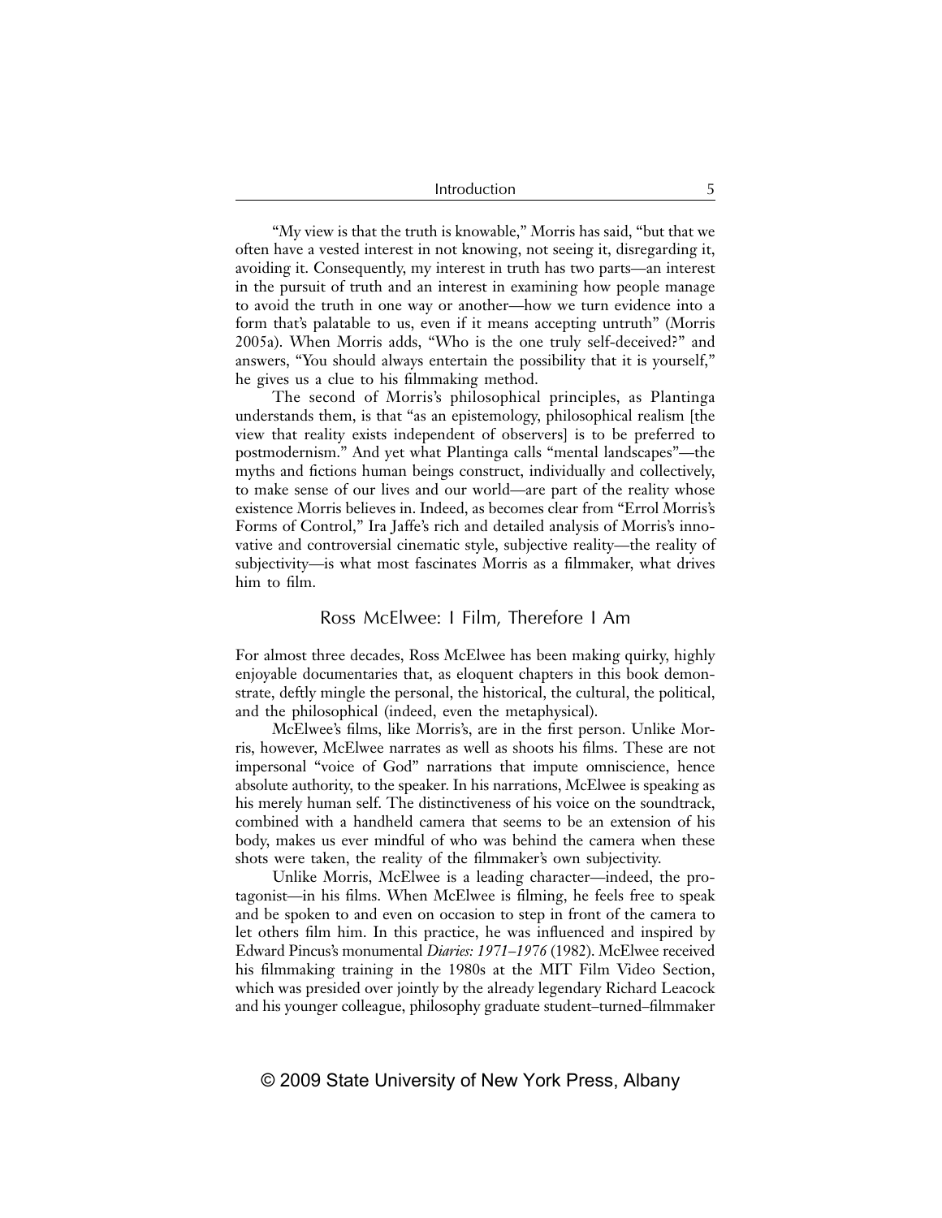"My view is that the truth is knowable," Morris has said, "but that we often have a vested interest in not knowing, not seeing it, disregarding it, avoiding it. Consequently, my interest in truth has two parts—an interest in the pursuit of truth and an interest in examining how people manage to avoid the truth in one way or another—how we turn evidence into a form that's palatable to us, even if it means accepting untruth" (Morris 2005a). When Morris adds, "Who is the one truly self-deceived?" and answers, "You should always entertain the possibility that it is yourself," he gives us a clue to his filmmaking method.

The second of Morris's philosophical principles, as Plantinga understands them, is that "as an epistemology, philosophical realism [the view that reality exists independent of observers] is to be preferred to postmodernism." And yet what Plantinga calls "mental landscapes"—the myths and fictions human beings construct, individually and collectively, to make sense of our lives and our world—are part of the reality whose existence Morris believes in. Indeed, as becomes clear from "Errol Morris's Forms of Control," Ira Jaffe's rich and detailed analysis of Morris's innovative and controversial cinematic style, subjective reality—the reality of subjectivity—is what most fascinates Morris as a filmmaker, what drives him to film.

## Ross McElwee: I Film, Therefore I Am

For almost three decades, Ross McElwee has been making quirky, highly enjoyable documentaries that, as eloquent chapters in this book demonstrate, deftly mingle the personal, the historical, the cultural, the political, and the philosophical (indeed, even the metaphysical).

McElwee's films, like Morris's, are in the first person. Unlike Morris, however, McElwee narrates as well as shoots his films. These are not impersonal "voice of God" narrations that impute omniscience, hence absolute authority, to the speaker. In his narrations, McElwee is speaking as his merely human self. The distinctiveness of his voice on the soundtrack, combined with a handheld camera that seems to be an extension of his body, makes us ever mindful of who was behind the camera when these shots were taken, the reality of the filmmaker's own subjectivity.

Unlike Morris, McElwee is a leading character—indeed, the protagonist—in his films. When McElwee is filming, he feels free to speak and be spoken to and even on occasion to step in front of the camera to let others film him. In this practice, he was influenced and inspired by Edward Pincus's monumental *Diaries: 1971–1976* (1982). McElwee received his filmmaking training in the 1980s at the MIT Film Video Section, which was presided over jointly by the already legendary Richard Leacock and his younger colleague, philosophy graduate student–turned–filmmaker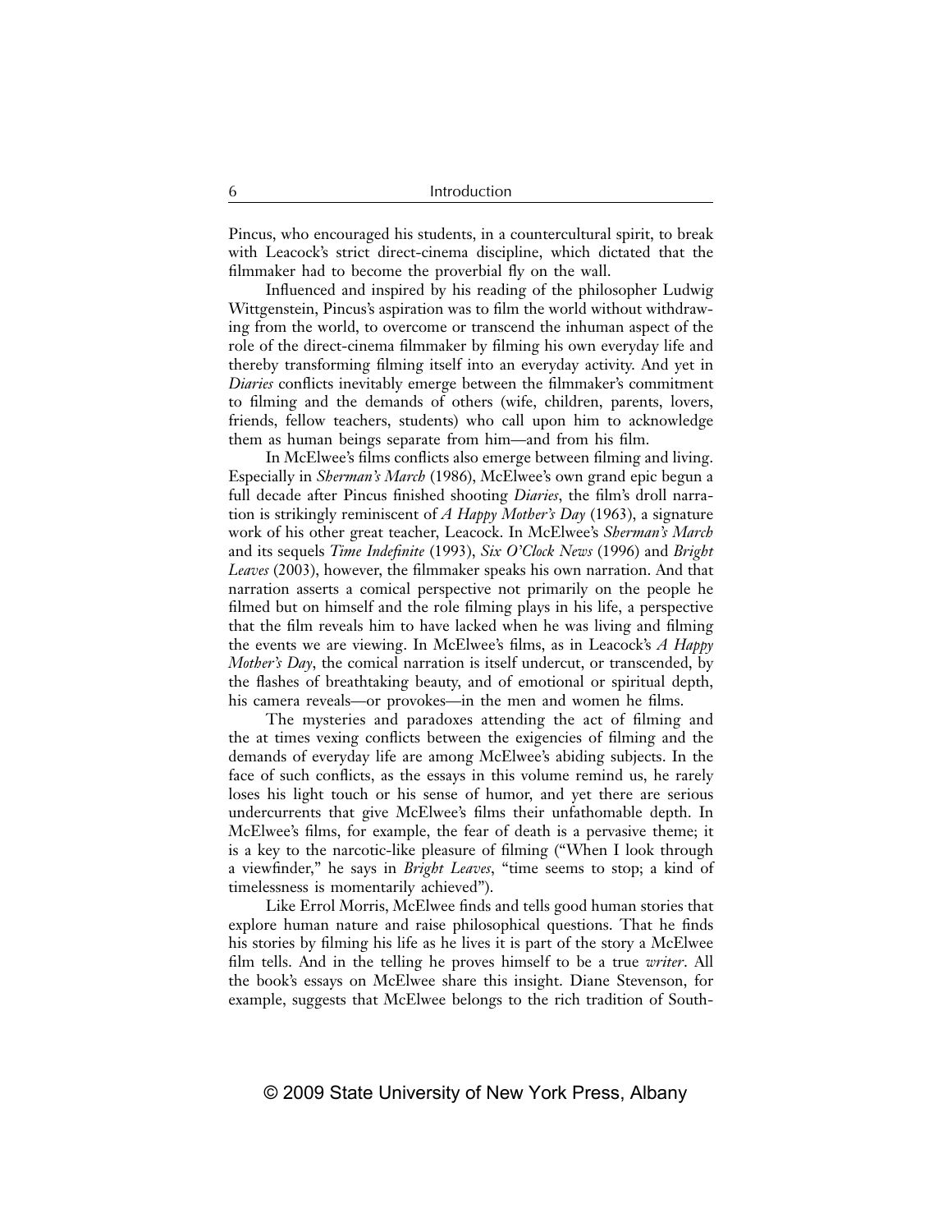Pincus, who encouraged his students, in a countercultural spirit, to break with Leacock's strict direct-cinema discipline, which dictated that the filmmaker had to become the proverbial fly on the wall.

Influenced and inspired by his reading of the philosopher Ludwig Wittgenstein, Pincus's aspiration was to film the world without withdrawing from the world, to overcome or transcend the inhuman aspect of the role of the direct-cinema filmmaker by filming his own everyday life and thereby transforming filming itself into an everyday activity. And yet in *Diaries* conflicts inevitably emerge between the filmmaker's commitment to filming and the demands of others (wife, children, parents, lovers, friends, fellow teachers, students) who call upon him to acknowledge them as human beings separate from him—and from his film.

In McElwee's films conflicts also emerge between filming and living. Especially in *Sherman's March* (1986), McElwee's own grand epic begun a full decade after Pincus finished shooting *Diaries*, the film's droll narration is strikingly reminiscent of *A Happy Mother's Day* (1963), a signature work of his other great teacher, Leacock. In McElwee's *Sherman's March* and its sequels *Time Indefinite* (1993), *Six O'Clock News* (1996) and *Bright Leaves* (2003), however, the filmmaker speaks his own narration. And that narration asserts a comical perspective not primarily on the people he filmed but on himself and the role filming plays in his life, a perspective that the film reveals him to have lacked when he was living and filming the events we are viewing. In McElwee's films, as in Leacock's *A Happy Mother's Day*, the comical narration is itself undercut, or transcended, by the flashes of breathtaking beauty, and of emotional or spiritual depth, his camera reveals—or provokes—in the men and women he films.

The mysteries and paradoxes attending the act of filming and the at times vexing conflicts between the exigencies of filming and the demands of everyday life are among McElwee's abiding subjects. In the face of such conflicts, as the essays in this volume remind us, he rarely loses his light touch or his sense of humor, and yet there are serious undercurrents that give McElwee's films their unfathomable depth. In McElwee's films, for example, the fear of death is a pervasive theme; it is a key to the narcotic-like pleasure of filming ("When I look through a viewfinder," he says in *Bright Leaves*, "time seems to stop; a kind of timelessness is momentarily achieved").

Like Errol Morris, McElwee finds and tells good human stories that explore human nature and raise philosophical questions. That he finds his stories by filming his life as he lives it is part of the story a McElwee film tells. And in the telling he proves himself to be a true *writer*. All the book's essays on McElwee share this insight. Diane Stevenson, for example, suggests that McElwee belongs to the rich tradition of South-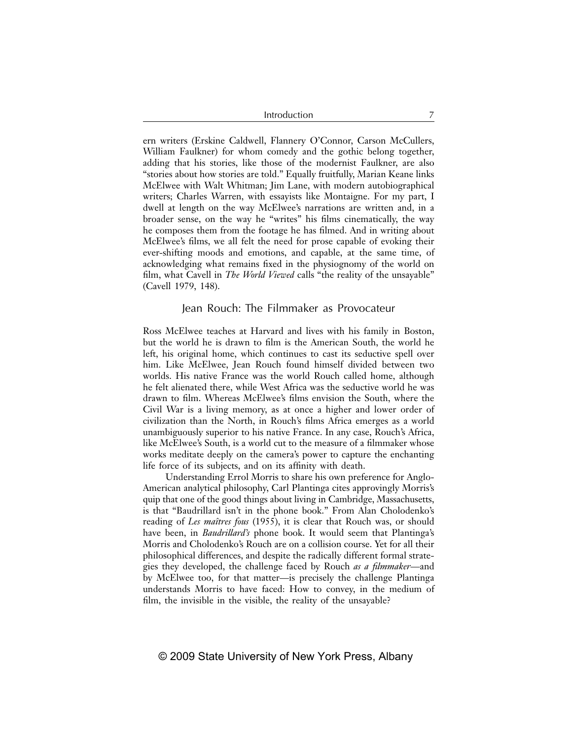ern writers (Erskine Caldwell, Flannery O'Connor, Carson McCullers, William Faulkner) for whom comedy and the gothic belong together, adding that his stories, like those of the modernist Faulkner, are also "stories about how stories are told." Equally fruitfully, Marian Keane links McElwee with Walt Whitman; Jim Lane, with modern autobiographical writers; Charles Warren, with essayists like Montaigne. For my part, I dwell at length on the way McElwee's narrations are written and, in a broader sense, on the way he "writes" his films cinematically, the way he composes them from the footage he has filmed. And in writing about McElwee's films, we all felt the need for prose capable of evoking their ever-shifting moods and emotions, and capable, at the same time, of acknowledging what remains fixed in the physiognomy of the world on film, what Cavell in *The World Viewed* calls "the reality of the unsayable" (Cavell 1979, 148).

## Jean Rouch: The Filmmaker as Provocateur

Ross McElwee teaches at Harvard and lives with his family in Boston, but the world he is drawn to film is the American South, the world he left, his original home, which continues to cast its seductive spell over him. Like McElwee, Jean Rouch found himself divided between two worlds. His native France was the world Rouch called home, although he felt alienated there, while West Africa was the seductive world he was drawn to film. Whereas McElwee's films envision the South, where the Civil War is a living memory, as at once a higher and lower order of civilization than the North, in Rouch's films Africa emerges as a world unambiguously superior to his native France. In any case, Rouch's Africa, like McElwee's South, is a world cut to the measure of a filmmaker whose works meditate deeply on the camera's power to capture the enchanting life force of its subjects, and on its affinity with death.

Understanding Errol Morris to share his own preference for Anglo-American analytical philosophy, Carl Plantinga cites approvingly Morris's quip that one of the good things about living in Cambridge, Massachusetts, is that "Baudrillard isn't in the phone book." From Alan Cholodenko's reading of *Les maîtres fous* (1955), it is clear that Rouch was, or should have been, in *Baudrillard's* phone book. It would seem that Plantinga's Morris and Cholodenko's Rouch are on a collision course. Yet for all their philosophical differences, and despite the radically different formal strategies they developed, the challenge faced by Rouch *as a filmmaker*—and by McElwee too, for that matter—is precisely the challenge Plantinga understands Morris to have faced: How to convey, in the medium of film, the invisible in the visible, the reality of the unsayable?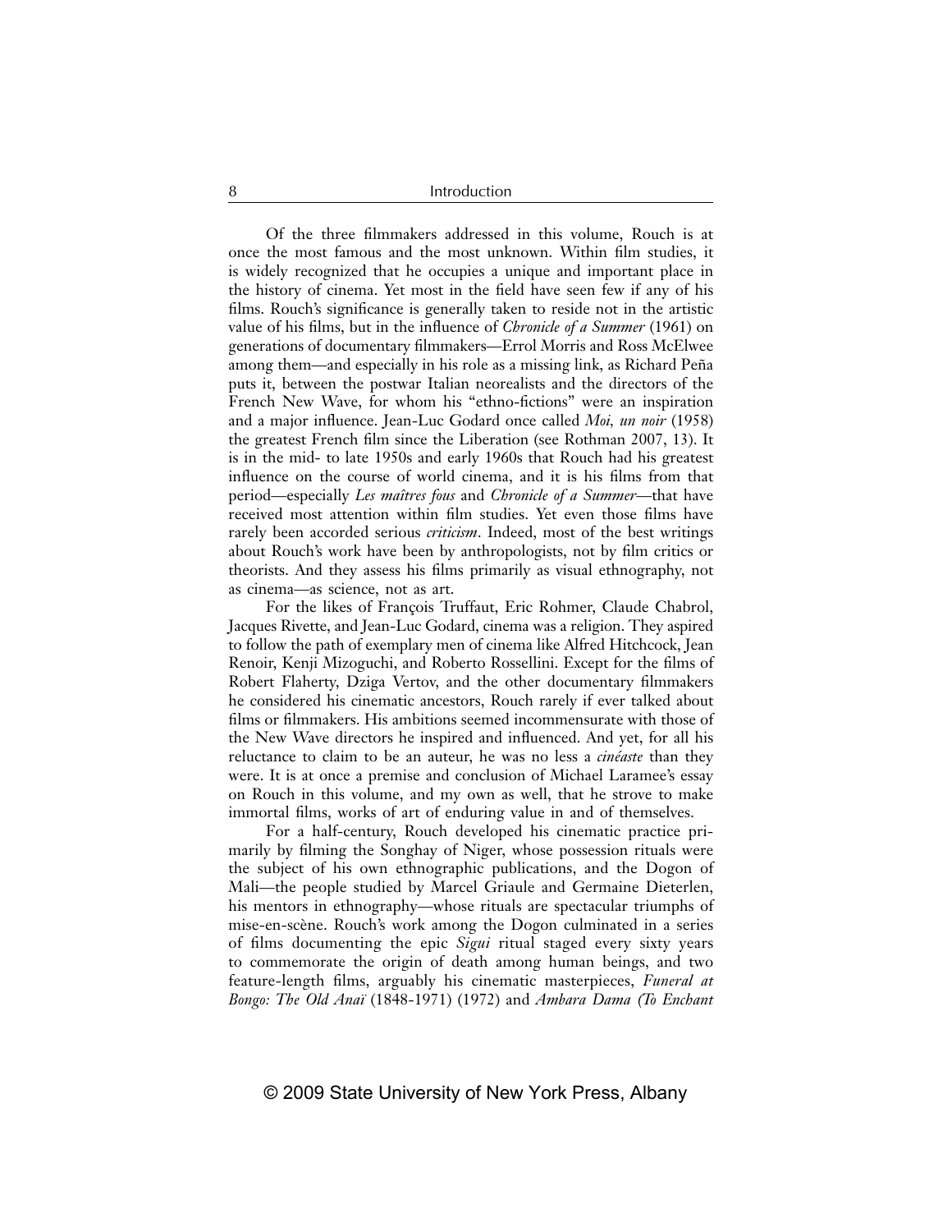Of the three filmmakers addressed in this volume, Rouch is at once the most famous and the most unknown. Within film studies, it is widely recognized that he occupies a unique and important place in the history of cinema. Yet most in the field have seen few if any of his films. Rouch's significance is generally taken to reside not in the artistic value of his films, but in the influence of *Chronicle of a Summer* (1961) on generations of documentary filmmakers—Errol Morris and Ross McElwee among them—and especially in his role as a missing link, as Richard Peña puts it, between the postwar Italian neorealists and the directors of the French New Wave, for whom his "ethno-fictions" were an inspiration and a major influence. Jean-Luc Godard once called *Moi, un noir* (1958) the greatest French film since the Liberation (see Rothman 2007, 13). It is in the mid- to late 1950s and early 1960s that Rouch had his greatest influence on the course of world cinema, and it is his films from that period—especially *Les maîtres fous* and *Chronicle of a Summer*—that have received most attention within film studies. Yet even those films have rarely been accorded serious *criticism*. Indeed, most of the best writings about Rouch's work have been by anthropologists, not by film critics or theorists. And they assess his films primarily as visual ethnography, not as cinema—as science, not as art.

For the likes of François Truffaut, Eric Rohmer, Claude Chabrol, Jacques Rivette, and Jean-Luc Godard, cinema was a religion. They aspired to follow the path of exemplary men of cinema like Alfred Hitchcock, Jean Renoir, Kenji Mizoguchi, and Roberto Rossellini. Except for the films of Robert Flaherty, Dziga Vertov, and the other documentary filmmakers he considered his cinematic ancestors, Rouch rarely if ever talked about films or filmmakers. His ambitions seemed incommensurate with those of the New Wave directors he inspired and influenced. And yet, for all his reluctance to claim to be an auteur, he was no less a *cinéaste* than they were. It is at once a premise and conclusion of Michael Laramee's essay on Rouch in this volume, and my own as well, that he strove to make immortal films, works of art of enduring value in and of themselves.

For a half-century, Rouch developed his cinematic practice primarily by filming the Songhay of Niger, whose possession rituals were the subject of his own ethnographic publications, and the Dogon of Mali—the people studied by Marcel Griaule and Germaine Dieterlen, his mentors in ethnography—whose rituals are spectacular triumphs of mise-en-scène. Rouch's work among the Dogon culminated in a series of films documenting the epic *Sigui* ritual staged every sixty years to commemorate the origin of death among human beings, and two feature-length films, arguably his cinematic masterpieces, *Funeral at Bongo: The Old Anaï* (1848-1971) (1972) and *Ambara Dama (To Enchant*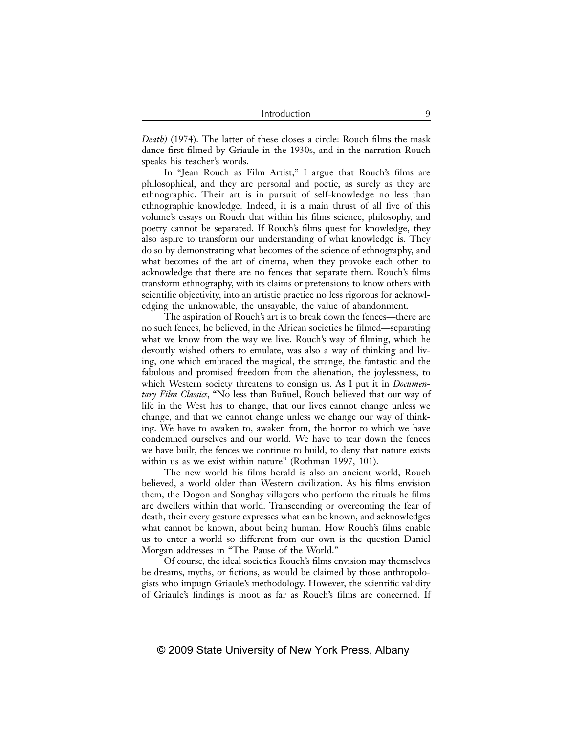*Death)* (1974). The latter of these closes a circle: Rouch films the mask dance first filmed by Griaule in the 1930s, and in the narration Rouch speaks his teacher's words.

In "Jean Rouch as Film Artist," I argue that Rouch's films are philosophical, and they are personal and poetic, as surely as they are ethnographic. Their art is in pursuit of self-knowledge no less than ethnographic knowledge. Indeed, it is a main thrust of all five of this volume's essays on Rouch that within his films science, philosophy, and poetry cannot be separated. If Rouch's films quest for knowledge, they also aspire to transform our understanding of what knowledge is. They do so by demonstrating what becomes of the science of ethnography, and what becomes of the art of cinema, when they provoke each other to acknowledge that there are no fences that separate them. Rouch's films transform ethnography, with its claims or pretensions to know others with scientific objectivity, into an artistic practice no less rigorous for acknowledging the unknowable, the unsayable, the value of abandonment.

The aspiration of Rouch's art is to break down the fences—there are no such fences, he believed, in the African societies he filmed—separating what we know from the way we live. Rouch's way of filming, which he devoutly wished others to emulate, was also a way of thinking and living, one which embraced the magical, the strange, the fantastic and the fabulous and promised freedom from the alienation, the joylessness, to which Western society threatens to consign us. As I put it in *Documentary Film Classics*, "No less than Buñuel, Rouch believed that our way of life in the West has to change, that our lives cannot change unless we change, and that we cannot change unless we change our way of thinking. We have to awaken to, awaken from, the horror to which we have condemned ourselves and our world. We have to tear down the fences we have built, the fences we continue to build, to deny that nature exists within us as we exist within nature" (Rothman 1997, 101).

The new world his films herald is also an ancient world, Rouch believed, a world older than Western civilization. As his films envision them, the Dogon and Songhay villagers who perform the rituals he films are dwellers within that world. Transcending or overcoming the fear of death, their every gesture expresses what can be known, and acknowledges what cannot be known, about being human. How Rouch's films enable us to enter a world so different from our own is the question Daniel Morgan addresses in "The Pause of the World."

Of course, the ideal societies Rouch's films envision may themselves be dreams, myths, or fictions, as would be claimed by those anthropologists who impugn Griaule's methodology. However, the scientific validity of Griaule's findings is moot as far as Rouch's films are concerned. If

© 2009 State University of New York Press, Albany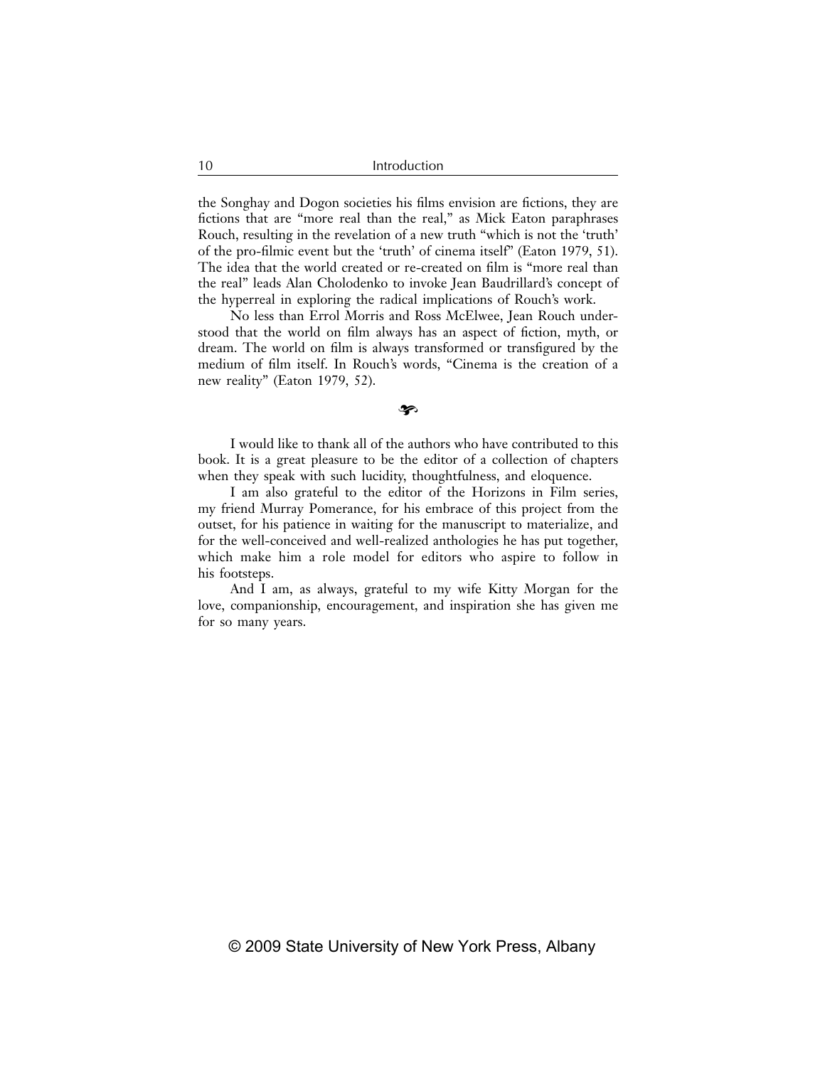the Songhay and Dogon societies his films envision are fictions, they are fictions that are "more real than the real," as Mick Eaton paraphrases Rouch, resulting in the revelation of a new truth "which is not the 'truth' of the pro-filmic event but the 'truth' of cinema itself" (Eaton 1979, 51). The idea that the world created or re-created on film is "more real than the real" leads Alan Cholodenko to invoke Jean Baudrillard's concept of the hyperreal in exploring the radical implications of Rouch's work.

No less than Errol Morris and Ross McElwee, Jean Rouch understood that the world on film always has an aspect of fiction, myth, or dream. The world on film is always transformed or transfigured by the medium of film itself. In Rouch's words, "Cinema is the creation of a new reality" (Eaton 1979, 52).

❦

I would like to thank all of the authors who have contributed to this book. It is a great pleasure to be the editor of a collection of chapters when they speak with such lucidity, thoughtfulness, and eloquence.

I am also grateful to the editor of the Horizons in Film series, my friend Murray Pomerance, for his embrace of this project from the outset, for his patience in waiting for the manuscript to materialize, and for the well-conceived and well-realized anthologies he has put together, which make him a role model for editors who aspire to follow in his footsteps.

And I am, as always, grateful to my wife Kitty Morgan for the love, companionship, encouragement, and inspiration she has given me for so many years.

© 2009 State University of New York Press, Albany